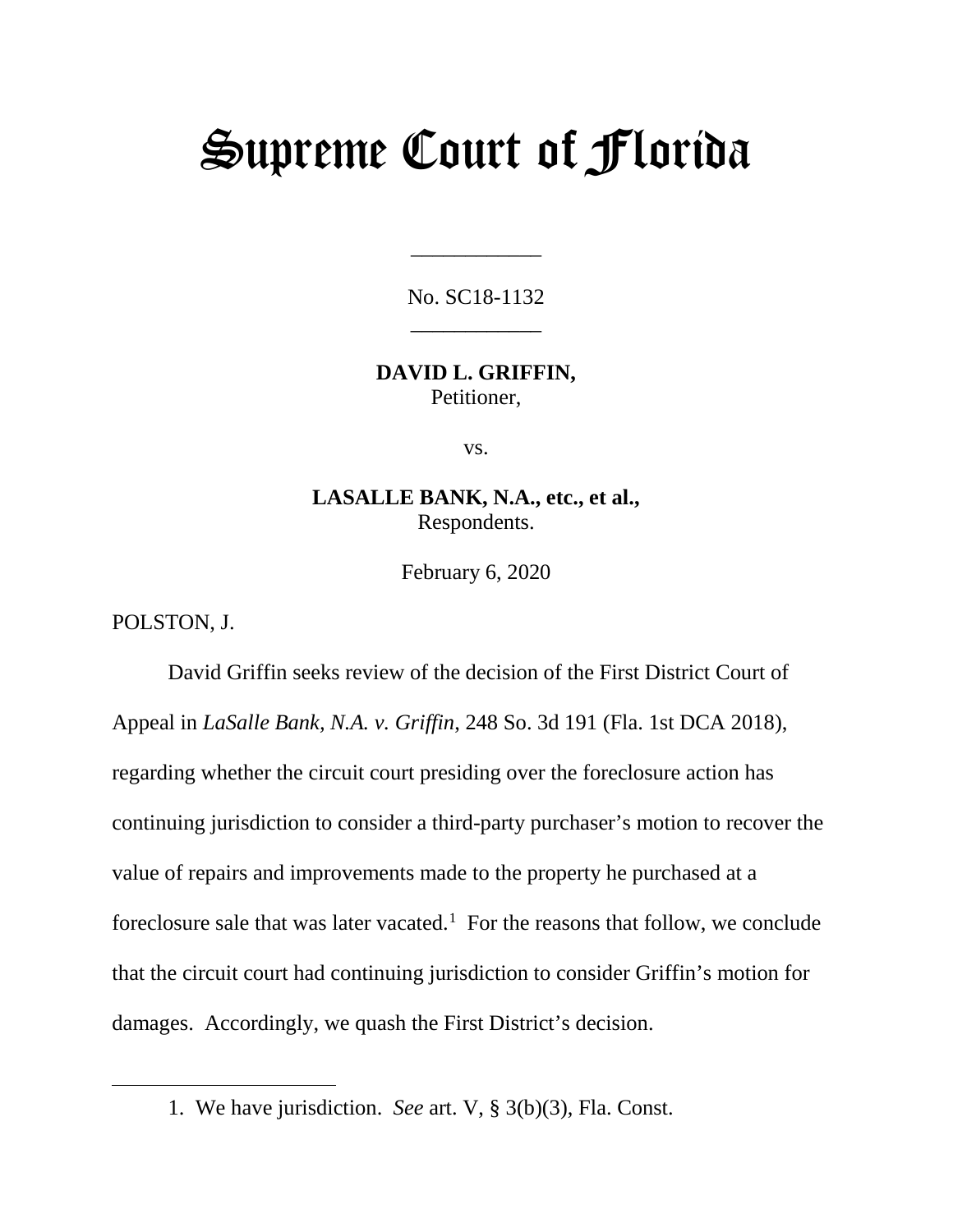# Supreme Court of Florida

____________

No. SC18-1132

____________

**DAVID L. GRIFFIN,**
Petitioner,

vs.

**LASALLE BANK, N.A., etc., et al.,**
Respondents.

February 6, 2020

POLSTON, J.

David Griffin seeks review of the decision of the First District Court of Appeal in *LaSalle Bank, N.A. v. Griffin*, 248 So. 3d 191 (Fla. 1st DCA 2018), regarding whether the circuit court presiding over the foreclosure action has continuing jurisdiction to consider a third-party purchaser's motion to recover the value of repairs and improvements made to the property he purchased at a foreclosure sale that was later vacated.[1] For the reasons that follow, we conclude that the circuit court had continuing jurisdiction to consider Griffin's motion for damages. Accordingly, we quash the First District's decision.

---

1. We have jurisdiction. *See* art. V, § 3(b)(3), Fla. Const.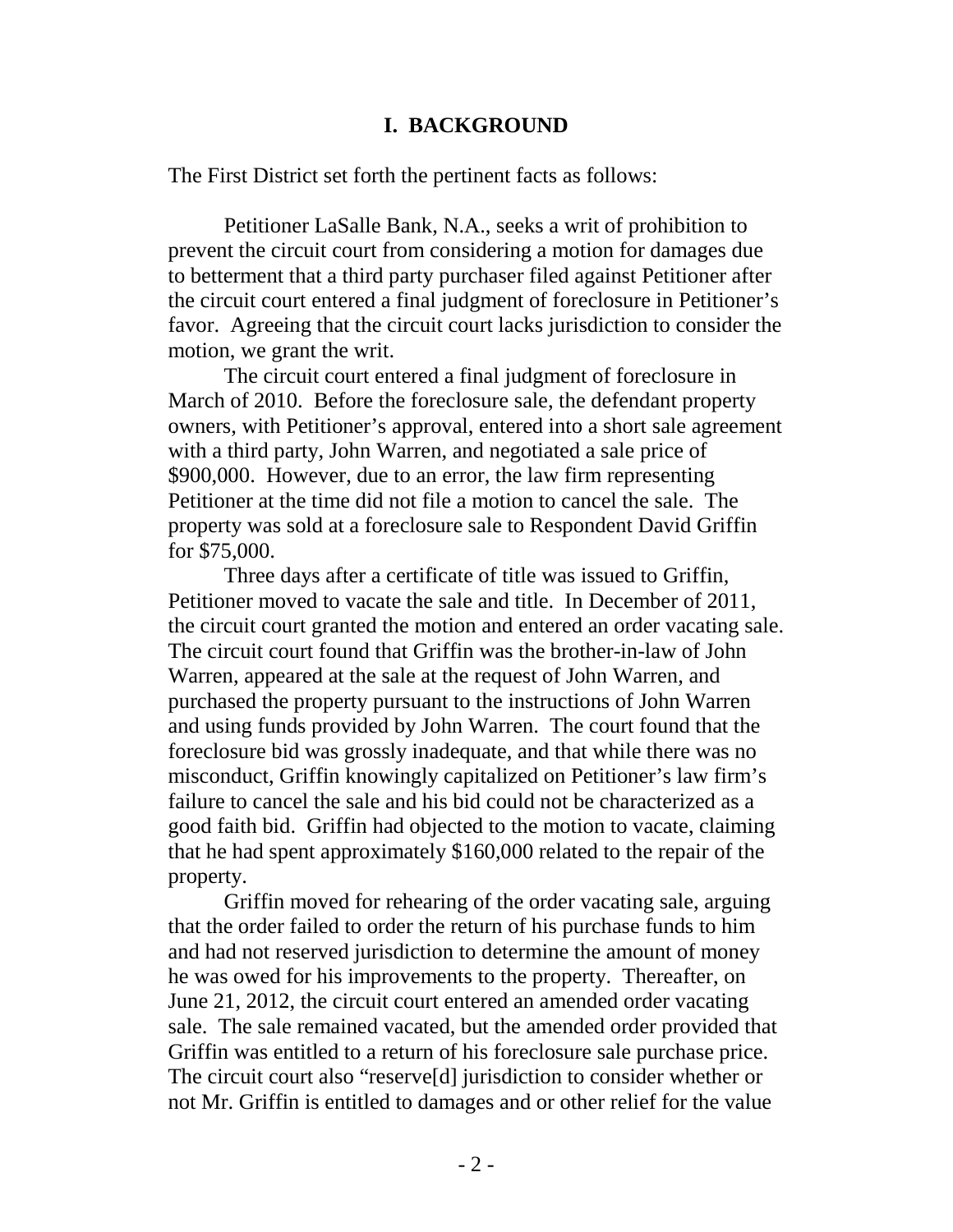## I. BACKGROUND

The First District set forth the pertinent facts as follows:

> Petitioner LaSalle Bank, N.A., seeks a writ of prohibition to prevent the circuit court from considering a motion for damages due to betterment that a third party purchaser filed against Petitioner after the circuit court entered a final judgment of foreclosure in Petitioner's favor. Agreeing that the circuit court lacks jurisdiction to consider the motion, we grant the writ.
>
> The circuit court entered a final judgment of foreclosure in March of 2010. Before the foreclosure sale, the defendant property owners, with Petitioner's approval, entered into a short sale agreement with a third party, John Warren, and negotiated a sale price of \$900,000. However, due to an error, the law firm representing Petitioner at the time did not file a motion to cancel the sale. The property was sold at a foreclosure sale to Respondent David Griffin for \$75,000.
>
> Three days after a certificate of title was issued to Griffin, Petitioner moved to vacate the sale and title. In December of 2011, the circuit court granted the motion and entered an order vacating sale. The circuit court found that Griffin was the brother-in-law of John Warren, appeared at the sale at the request of John Warren, and purchased the property pursuant to the instructions of John Warren and using funds provided by John Warren. The court found that the foreclosure bid was grossly inadequate, and that while there was no misconduct, Griffin knowingly capitalized on Petitioner's law firm's failure to cancel the sale and his bid could not be characterized as a good faith bid. Griffin had objected to the motion to vacate, claiming that he had spent approximately \$160,000 related to the repair of the property.
>
> Griffin moved for rehearing of the order vacating sale, arguing that the order failed to order the return of his purchase funds to him and had not reserved jurisdiction to determine the amount of money he was owed for his improvements to the property. Thereafter, on June 21, 2012, the circuit court entered an amended order vacating sale. The sale remained vacated, but the amended order provided that Griffin was entitled to a return of his foreclosure sale purchase price. The circuit court also "reserve[d] jurisdiction to consider whether or not Mr. Griffin is entitled to damages and or other relief for the value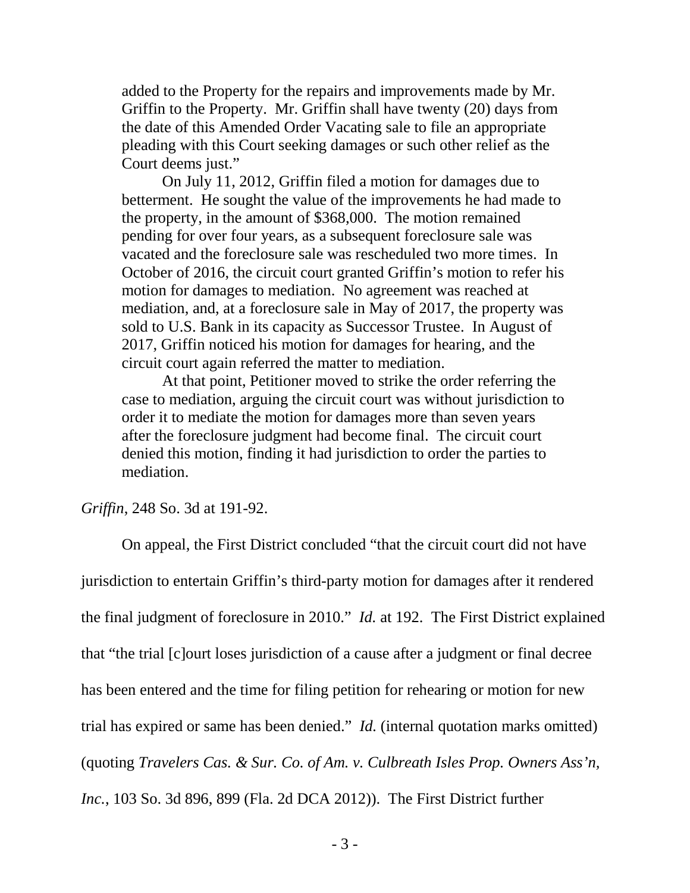added to the Property for the repairs and improvements made by Mr. Griffin to the Property. Mr. Griffin shall have twenty (20) days from the date of this Amended Order Vacating sale to file an appropriate pleading with this Court seeking damages or such other relief as the Court deems just."

> On July 11, 2012, Griffin filed a motion for damages due to betterment. He sought the value of the improvements he had made to the property, in the amount of $368,000. The motion remained pending for over four years, as a subsequent foreclosure sale was vacated and the foreclosure sale was rescheduled two more times. In October of 2016, the circuit court granted Griffin's motion to refer his motion for damages to mediation. No agreement was reached at mediation, and, at a foreclosure sale in May of 2017, the property was sold to U.S. Bank in its capacity as Successor Trustee. In August of 2017, Griffin noticed his motion for damages for hearing, and the circuit court again referred the matter to mediation.
>
> At that point, Petitioner moved to strike the order referring the case to mediation, arguing the circuit court was without jurisdiction to order it to mediate the motion for damages more than seven years after the foreclosure judgment had become final. The circuit court denied this motion, finding it had jurisdiction to order the parties to mediation.

*Griffin*, 248 So. 3d at 191-92.

On appeal, the First District concluded "that the circuit court did not have jurisdiction to entertain Griffin's third-party motion for damages after it rendered the final judgment of foreclosure in 2010." *Id.* at 192. The First District explained that "the trial [c]ourt loses jurisdiction of a cause after a judgment or final decree has been entered and the time for filing petition for rehearing or motion for new trial has expired or same has been denied." *Id.* (internal quotation marks omitted) (quoting *Travelers Cas. & Sur. Co. of Am. v. Culbreath Isles Prop. Owners Ass'n, Inc.*, 103 So. 3d 896, 899 (Fla. 2d DCA 2012)). The First District further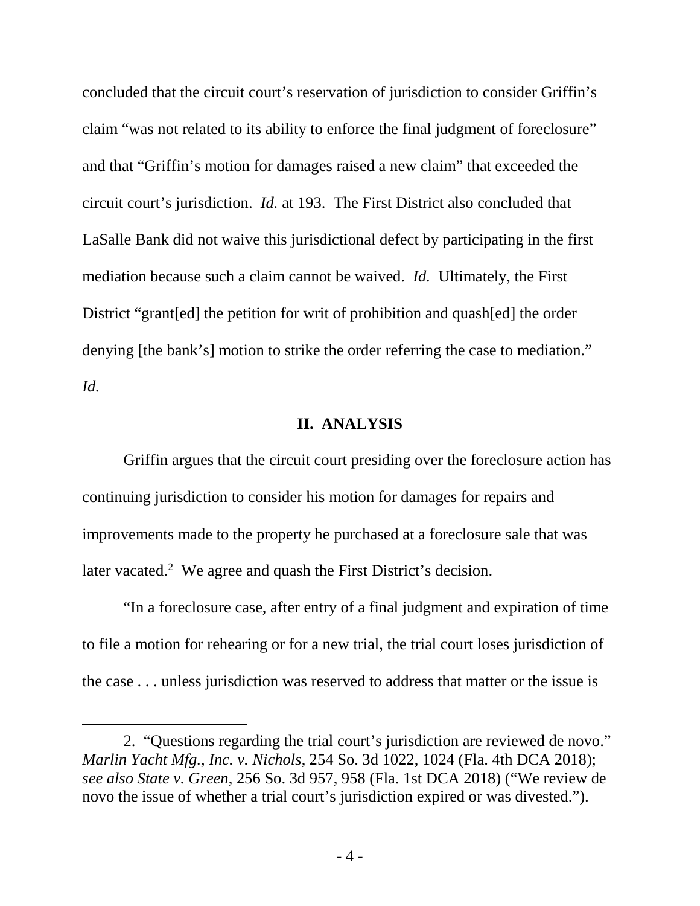concluded that the circuit court's reservation of jurisdiction to consider Griffin's claim "was not related to its ability to enforce the final judgment of foreclosure" and that "Griffin's motion for damages raised a new claim" that exceeded the circuit court's jurisdiction. *Id.* at 193. The First District also concluded that LaSalle Bank did not waive this jurisdictional defect by participating in the first mediation because such a claim cannot be waived. *Id.* Ultimately, the First District "grant[ed] the petition for writ of prohibition and quash[ed] the order denying [the bank's] motion to strike the order referring the case to mediation." *Id.*

## II. ANALYSIS

Griffin argues that the circuit court presiding over the foreclosure action has continuing jurisdiction to consider his motion for damages for repairs and improvements made to the property he purchased at a foreclosure sale that was later vacated.[2] We agree and quash the First District's decision.

"In a foreclosure case, after entry of a final judgment and expiration of time to file a motion for rehearing or for a new trial, the trial court loses jurisdiction of the case . . . unless jurisdiction was reserved to address that matter or the issue is

---

2. "Questions regarding the trial court's jurisdiction are reviewed de novo." *Marlin Yacht Mfg., Inc. v. Nichols*, 254 So. 3d 1022, 1024 (Fla. 4th DCA 2018); *see also State v. Green*, 256 So. 3d 957, 958 (Fla. 1st DCA 2018) ("We review de novo the issue of whether a trial court's jurisdiction expired or was divested.").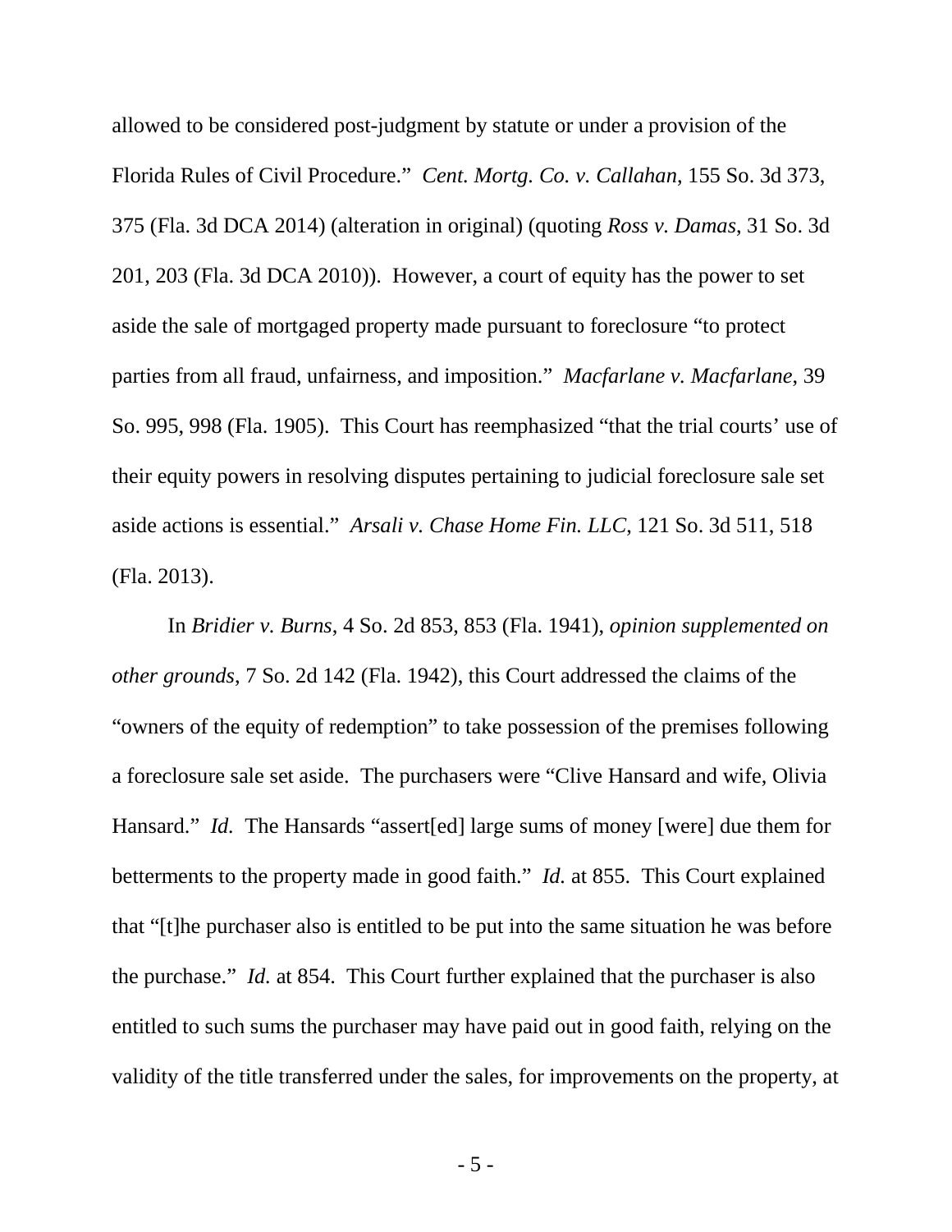allowed to be considered post-judgment by statute or under a provision of the Florida Rules of Civil Procedure." *Cent. Mortg. Co. v. Callahan*, 155 So. 3d 373, 375 (Fla. 3d DCA 2014) (alteration in original) (quoting *Ross v. Damas*, 31 So. 3d 201, 203 (Fla. 3d DCA 2010)). However, a court of equity has the power to set aside the sale of mortgaged property made pursuant to foreclosure "to protect parties from all fraud, unfairness, and imposition." *Macfarlane v. Macfarlane*, 39 So. 995, 998 (Fla. 1905). This Court has reemphasized "that the trial courts' use of their equity powers in resolving disputes pertaining to judicial foreclosure sale set aside actions is essential." *Arsali v. Chase Home Fin. LLC*, 121 So. 3d 511, 518 (Fla. 2013).

In *Bridier v. Burns*, 4 So. 2d 853, 853 (Fla. 1941), *opinion supplemented on other grounds*, 7 So. 2d 142 (Fla. 1942), this Court addressed the claims of the "owners of the equity of redemption" to take possession of the premises following a foreclosure sale set aside. The purchasers were "Clive Hansard and wife, Olivia Hansard." *Id.* The Hansards "assert[ed] large sums of money [were] due them for betterments to the property made in good faith." *Id.* at 855. This Court explained that "[t]he purchaser also is entitled to be put into the same situation he was before the purchase." *Id.* at 854. This Court further explained that the purchaser is also entitled to such sums the purchaser may have paid out in good faith, relying on the validity of the title transferred under the sales, for improvements on the property, at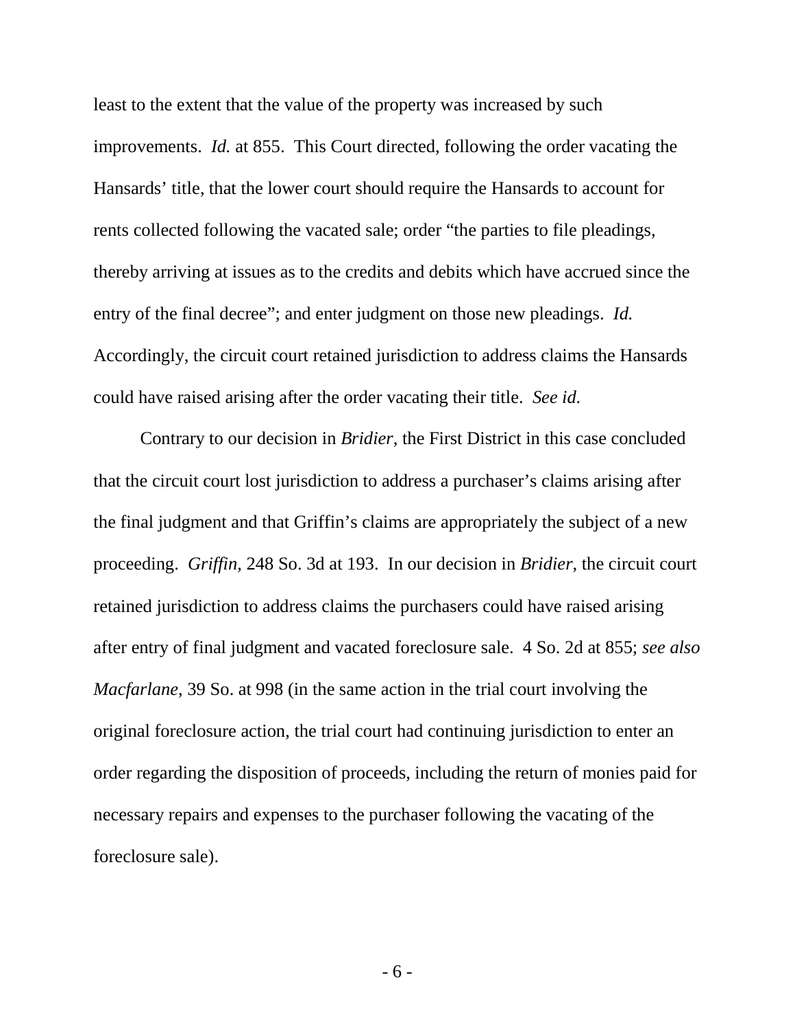least to the extent that the value of the property was increased by such improvements. *Id.* at 855. This Court directed, following the order vacating the Hansards' title, that the lower court should require the Hansards to account for rents collected following the vacated sale; order "the parties to file pleadings, thereby arriving at issues as to the credits and debits which have accrued since the entry of the final decree"; and enter judgment on those new pleadings. *Id.* Accordingly, the circuit court retained jurisdiction to address claims the Hansards could have raised arising after the order vacating their title. *See id.*

Contrary to our decision in *Bridier*, the First District in this case concluded that the circuit court lost jurisdiction to address a purchaser's claims arising after the final judgment and that Griffin's claims are appropriately the subject of a new proceeding. *Griffin*, 248 So. 3d at 193. In our decision in *Bridier*, the circuit court retained jurisdiction to address claims the purchasers could have raised arising after entry of final judgment and vacated foreclosure sale. 4 So. 2d at 855; *see also Macfarlane*, 39 So. at 998 (in the same action in the trial court involving the original foreclosure action, the trial court had continuing jurisdiction to enter an order regarding the disposition of proceeds, including the return of monies paid for necessary repairs and expenses to the purchaser following the vacating of the foreclosure sale).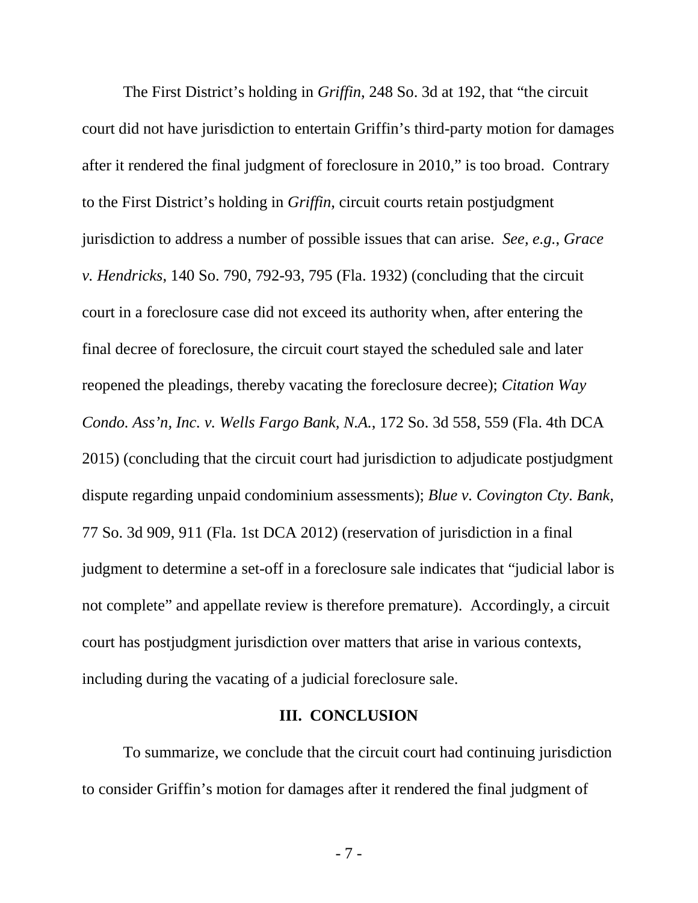The First District's holding in *Griffin*, 248 So. 3d at 192, that "the circuit court did not have jurisdiction to entertain Griffin's third-party motion for damages after it rendered the final judgment of foreclosure in 2010," is too broad. Contrary to the First District's holding in *Griffin*, circuit courts retain postjudgment jurisdiction to address a number of possible issues that can arise. *See, e.g.*, *Grace v. Hendricks*, 140 So. 790, 792-93, 795 (Fla. 1932) (concluding that the circuit court in a foreclosure case did not exceed its authority when, after entering the final decree of foreclosure, the circuit court stayed the scheduled sale and later reopened the pleadings, thereby vacating the foreclosure decree); *Citation Way Condo. Ass'n, Inc. v. Wells Fargo Bank, N.A.*, 172 So. 3d 558, 559 (Fla. 4th DCA 2015) (concluding that the circuit court had jurisdiction to adjudicate postjudgment dispute regarding unpaid condominium assessments); *Blue v. Covington Cty. Bank*, 77 So. 3d 909, 911 (Fla. 1st DCA 2012) (reservation of jurisdiction in a final judgment to determine a set-off in a foreclosure sale indicates that "judicial labor is not complete" and appellate review is therefore premature). Accordingly, a circuit court has postjudgment jurisdiction over matters that arise in various contexts, including during the vacating of a judicial foreclosure sale.

## III. CONCLUSION

To summarize, we conclude that the circuit court had continuing jurisdiction to consider Griffin's motion for damages after it rendered the final judgment of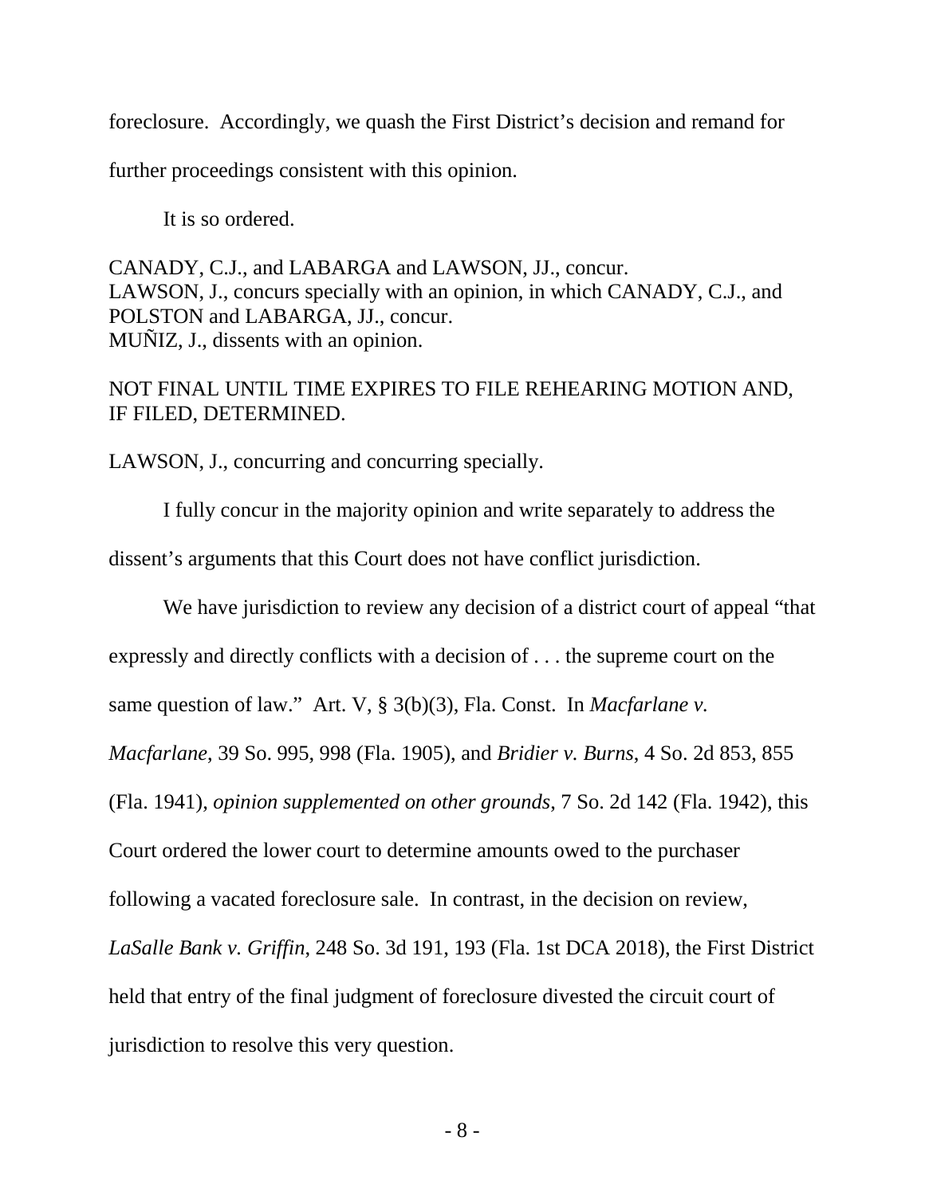foreclosure. Accordingly, we quash the First District's decision and remand for further proceedings consistent with this opinion.

It is so ordered.

CANADY, C.J., and LABARGA and LAWSON, JJ., concur.
LAWSON, J., concurs specially with an opinion, in which CANADY, C.J., and POLSTON and LABARGA, JJ., concur.
MUÑIZ, J., dissents with an opinion.

NOT FINAL UNTIL TIME EXPIRES TO FILE REHEARING MOTION AND, IF FILED, DETERMINED.

LAWSON, J., concurring and concurring specially.

I fully concur in the majority opinion and write separately to address the dissent's arguments that this Court does not have conflict jurisdiction.

We have jurisdiction to review any decision of a district court of appeal "that expressly and directly conflicts with a decision of . . . the supreme court on the same question of law." Art. V, § 3(b)(3), Fla. Const. In *Macfarlane v. Macfarlane*, 39 So. 995, 998 (Fla. 1905), and *Bridier v. Burns*, 4 So. 2d 853, 855 (Fla. 1941), *opinion supplemented on other grounds*, 7 So. 2d 142 (Fla. 1942), this Court ordered the lower court to determine amounts owed to the purchaser following a vacated foreclosure sale. In contrast, in the decision on review, *LaSalle Bank v. Griffin*, 248 So. 3d 191, 193 (Fla. 1st DCA 2018), the First District held that entry of the final judgment of foreclosure divested the circuit court of jurisdiction to resolve this very question.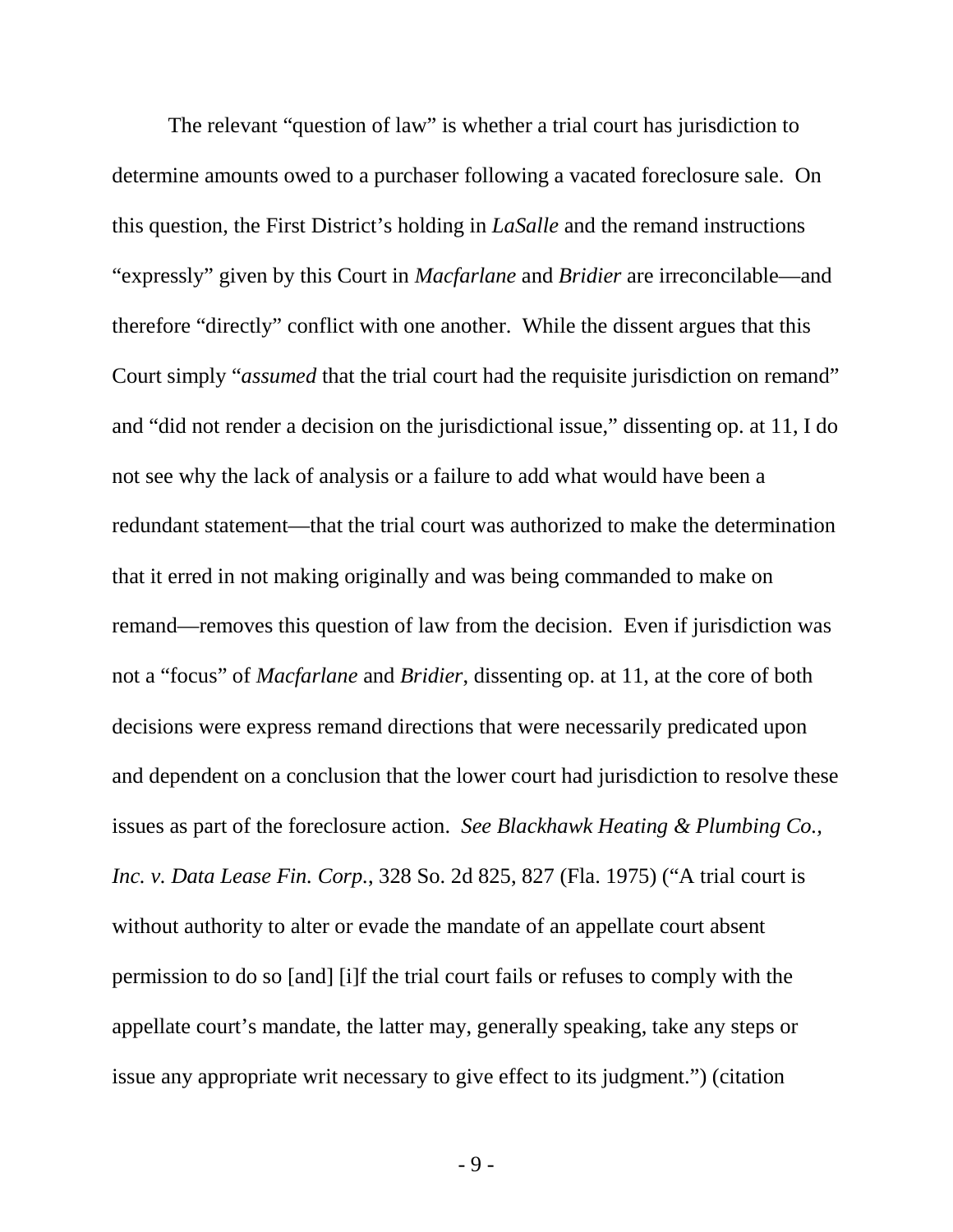The relevant "question of law" is whether a trial court has jurisdiction to determine amounts owed to a purchaser following a vacated foreclosure sale. On this question, the First District's holding in *LaSalle* and the remand instructions "expressly" given by this Court in *Macfarlane* and *Bridier* are irreconcilable—and therefore "directly" conflict with one another. While the dissent argues that this Court simply "*assumed* that the trial court had the requisite jurisdiction on remand" and "did not render a decision on the jurisdictional issue," dissenting op. at 11, I do not see why the lack of analysis or a failure to add what would have been a redundant statement—that the trial court was authorized to make the determination that it erred in not making originally and was being commanded to make on remand—removes this question of law from the decision. Even if jurisdiction was not a "focus" of *Macfarlane* and *Bridier*, dissenting op. at 11, at the core of both decisions were express remand directions that were necessarily predicated upon and dependent on a conclusion that the lower court had jurisdiction to resolve these issues as part of the foreclosure action. *See Blackhawk Heating & Plumbing Co., Inc. v. Data Lease Fin. Corp.*, 328 So. 2d 825, 827 (Fla. 1975) ("A trial court is without authority to alter or evade the mandate of an appellate court absent permission to do so [and] [i]f the trial court fails or refuses to comply with the appellate court's mandate, the latter may, generally speaking, take any steps or issue any appropriate writ necessary to give effect to its judgment.") (citation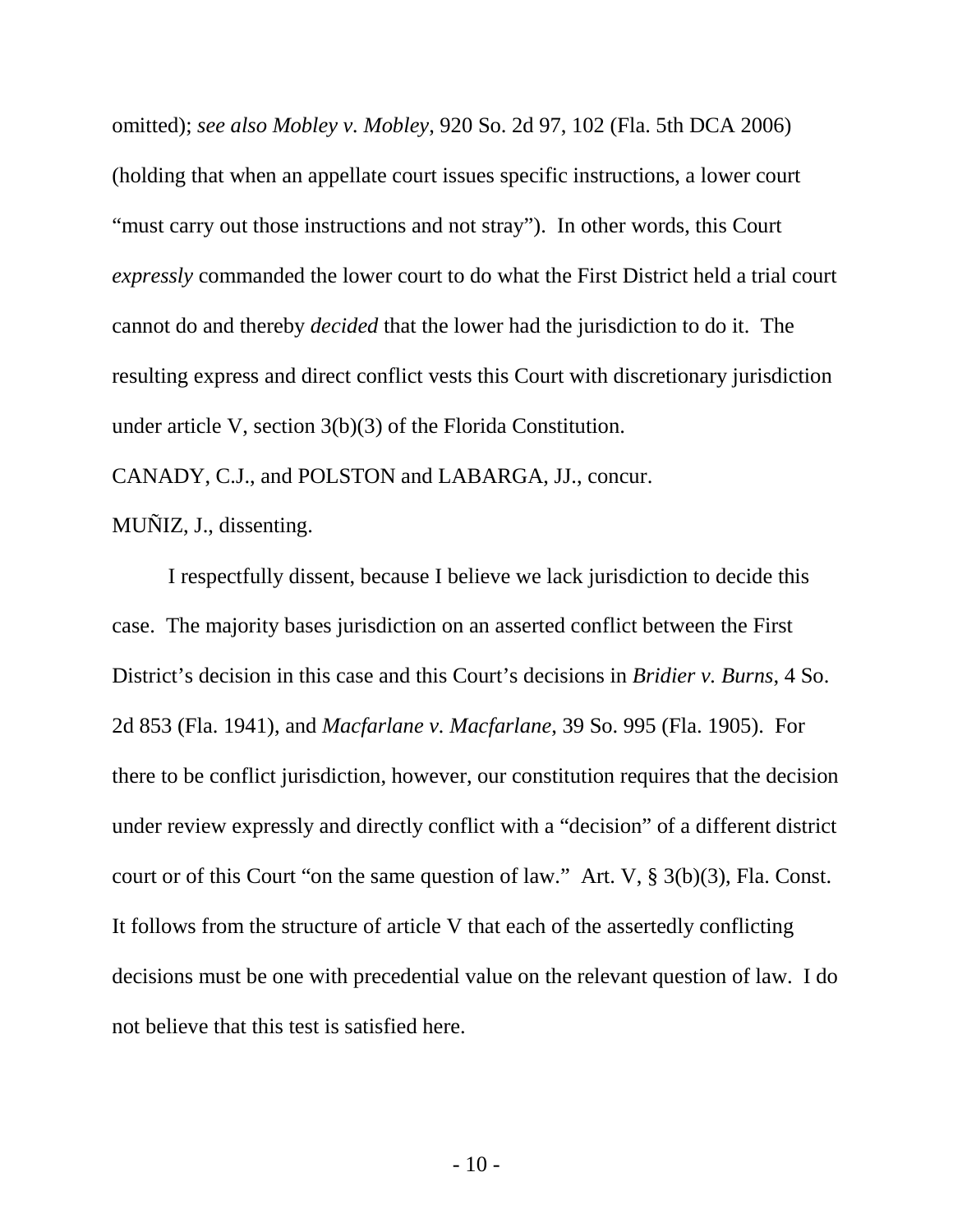omitted); *see also Mobley v. Mobley*, 920 So. 2d 97, 102 (Fla. 5th DCA 2006) (holding that when an appellate court issues specific instructions, a lower court "must carry out those instructions and not stray"). In other words, this Court *expressly* commanded the lower court to do what the First District held a trial court cannot do and thereby *decided* that the lower had the jurisdiction to do it. The resulting express and direct conflict vests this Court with discretionary jurisdiction under article V, section 3(b)(3) of the Florida Constitution.

CANADY, C.J., and POLSTON and LABARGA, JJ., concur.

MUÑIZ, J., dissenting.

I respectfully dissent, because I believe we lack jurisdiction to decide this case. The majority bases jurisdiction on an asserted conflict between the First District's decision in this case and this Court's decisions in *Bridier v. Burns*, 4 So. 2d 853 (Fla. 1941), and *Macfarlane v. Macfarlane*, 39 So. 995 (Fla. 1905). For there to be conflict jurisdiction, however, our constitution requires that the decision under review expressly and directly conflict with a "decision" of a different district court or of this Court "on the same question of law." Art. V, § 3(b)(3), Fla. Const. It follows from the structure of article V that each of the assertedly conflicting decisions must be one with precedential value on the relevant question of law. I do not believe that this test is satisfied here.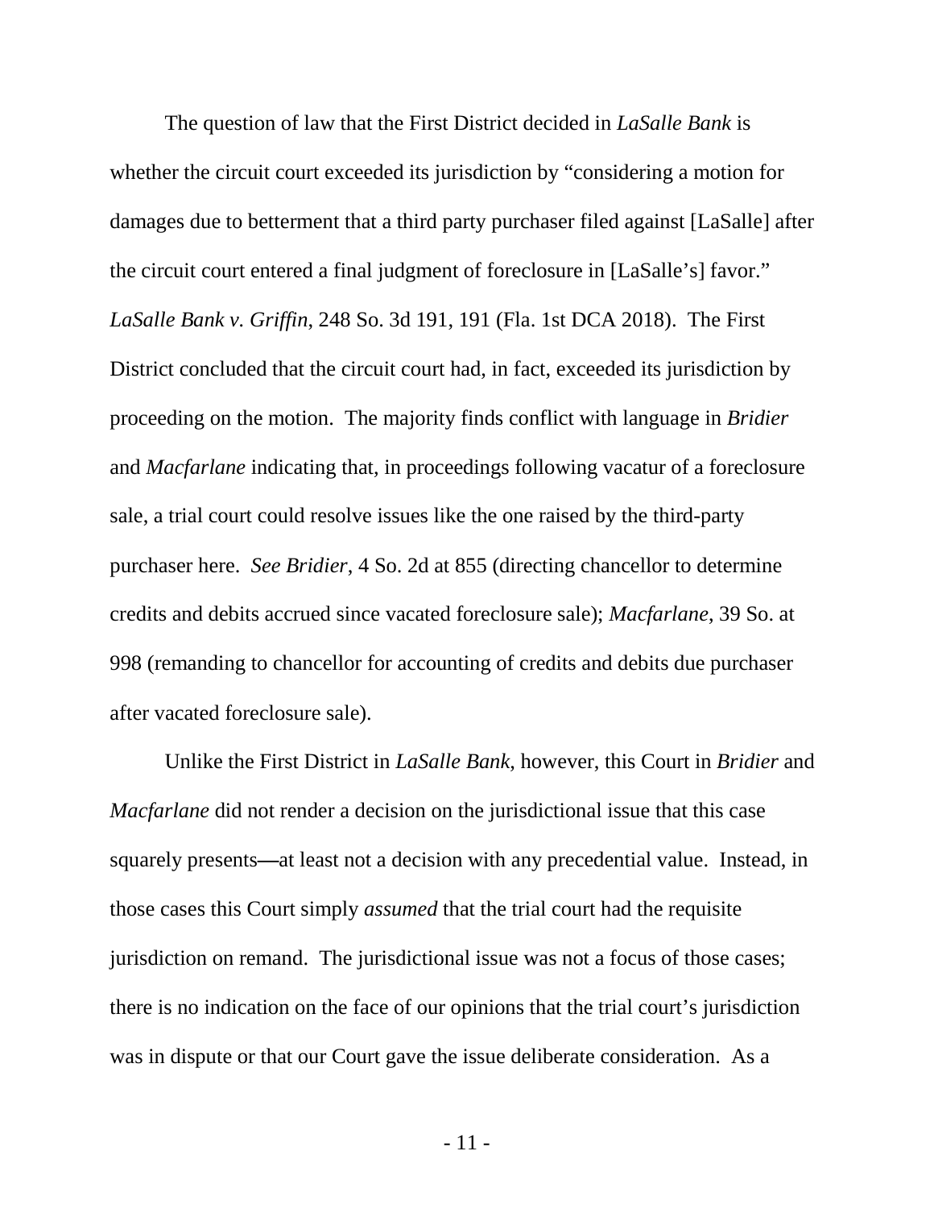The question of law that the First District decided in *LaSalle Bank* is whether the circuit court exceeded its jurisdiction by "considering a motion for damages due to betterment that a third party purchaser filed against [LaSalle] after the circuit court entered a final judgment of foreclosure in [LaSalle's] favor." *LaSalle Bank v. Griffin*, 248 So. 3d 191, 191 (Fla. 1st DCA 2018). The First District concluded that the circuit court had, in fact, exceeded its jurisdiction by proceeding on the motion. The majority finds conflict with language in *Bridier* and *Macfarlane* indicating that, in proceedings following vacatur of a foreclosure sale, a trial court could resolve issues like the one raised by the third-party purchaser here. *See Bridier*, 4 So. 2d at 855 (directing chancellor to determine credits and debits accrued since vacated foreclosure sale); *Macfarlane*, 39 So. at 998 (remanding to chancellor for accounting of credits and debits due purchaser after vacated foreclosure sale).

Unlike the First District in *LaSalle Bank*, however, this Court in *Bridier* and *Macfarlane* did not render a decision on the jurisdictional issue that this case squarely presents—at least not a decision with any precedential value. Instead, in those cases this Court simply *assumed* that the trial court had the requisite jurisdiction on remand. The jurisdictional issue was not a focus of those cases; there is no indication on the face of our opinions that the trial court's jurisdiction was in dispute or that our Court gave the issue deliberate consideration. As a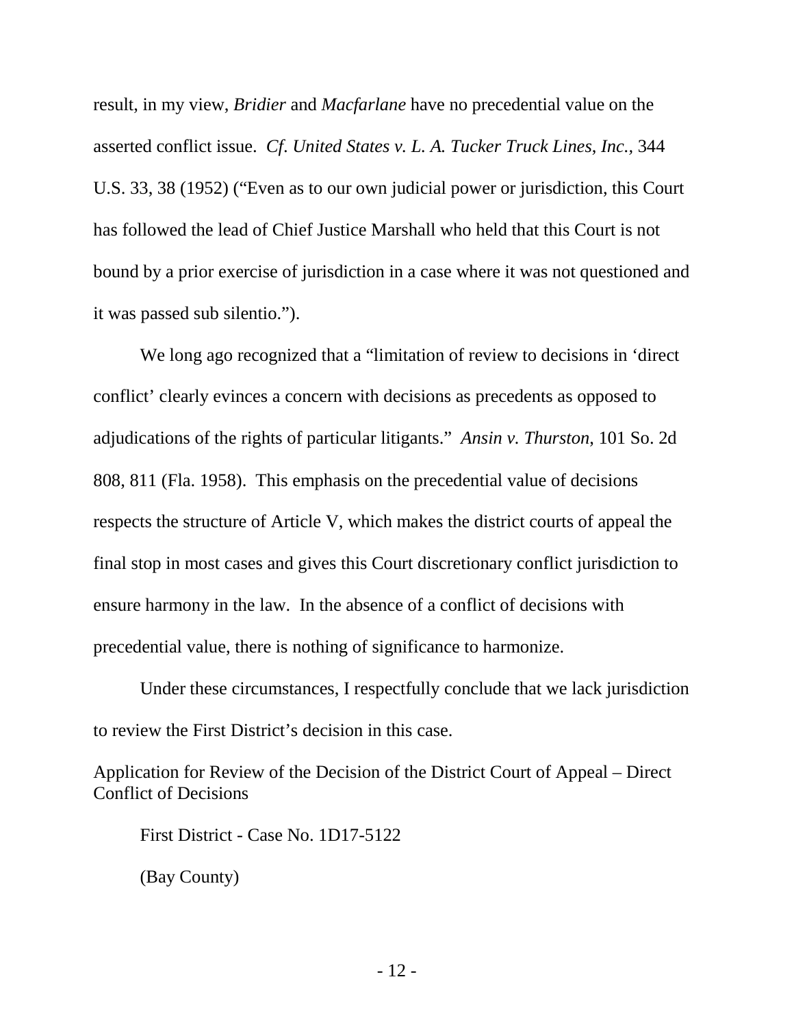result, in my view, *Bridier* and *Macfarlane* have no precedential value on the asserted conflict issue. *Cf*. *United States v. L. A. Tucker Truck Lines, Inc.*, 344 U.S. 33, 38 (1952) ("Even as to our own judicial power or jurisdiction, this Court has followed the lead of Chief Justice Marshall who held that this Court is not bound by a prior exercise of jurisdiction in a case where it was not questioned and it was passed sub silentio.").

We long ago recognized that a "limitation of review to decisions in 'direct conflict' clearly evinces a concern with decisions as precedents as opposed to adjudications of the rights of particular litigants." *Ansin v. Thurston*, 101 So. 2d 808, 811 (Fla. 1958). This emphasis on the precedential value of decisions respects the structure of Article V, which makes the district courts of appeal the final stop in most cases and gives this Court discretionary conflict jurisdiction to ensure harmony in the law. In the absence of a conflict of decisions with precedential value, there is nothing of significance to harmonize.

Under these circumstances, I respectfully conclude that we lack jurisdiction to review the First District's decision in this case.

Application for Review of the Decision of the District Court of Appeal – Direct Conflict of Decisions

First District - Case No. 1D17-5122

(Bay County)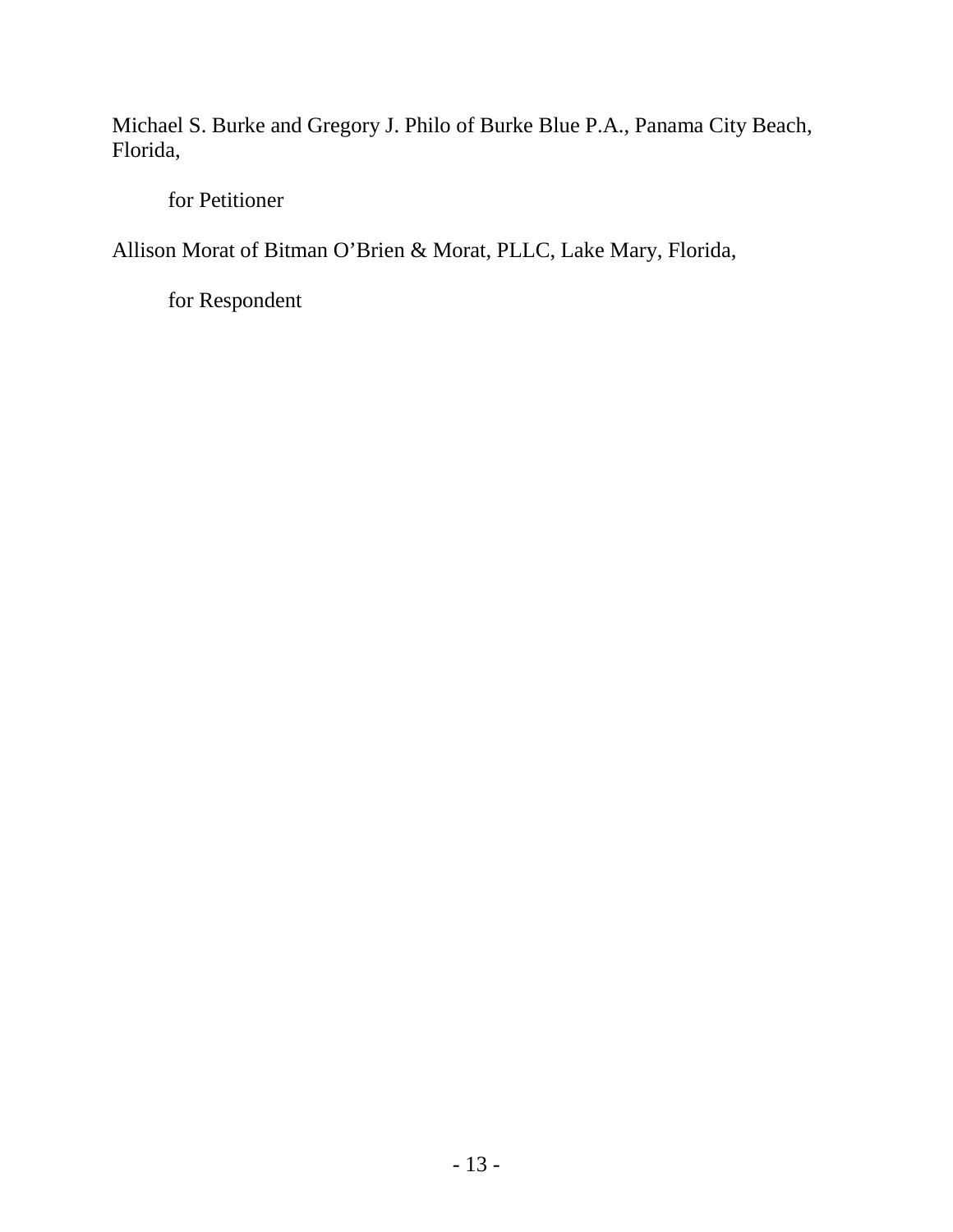Michael S. Burke and Gregory J. Philo of Burke Blue P.A., Panama City Beach, Florida,

for Petitioner

Allison Morat of Bitman O'Brien & Morat, PLLC, Lake Mary, Florida,

for Respondent